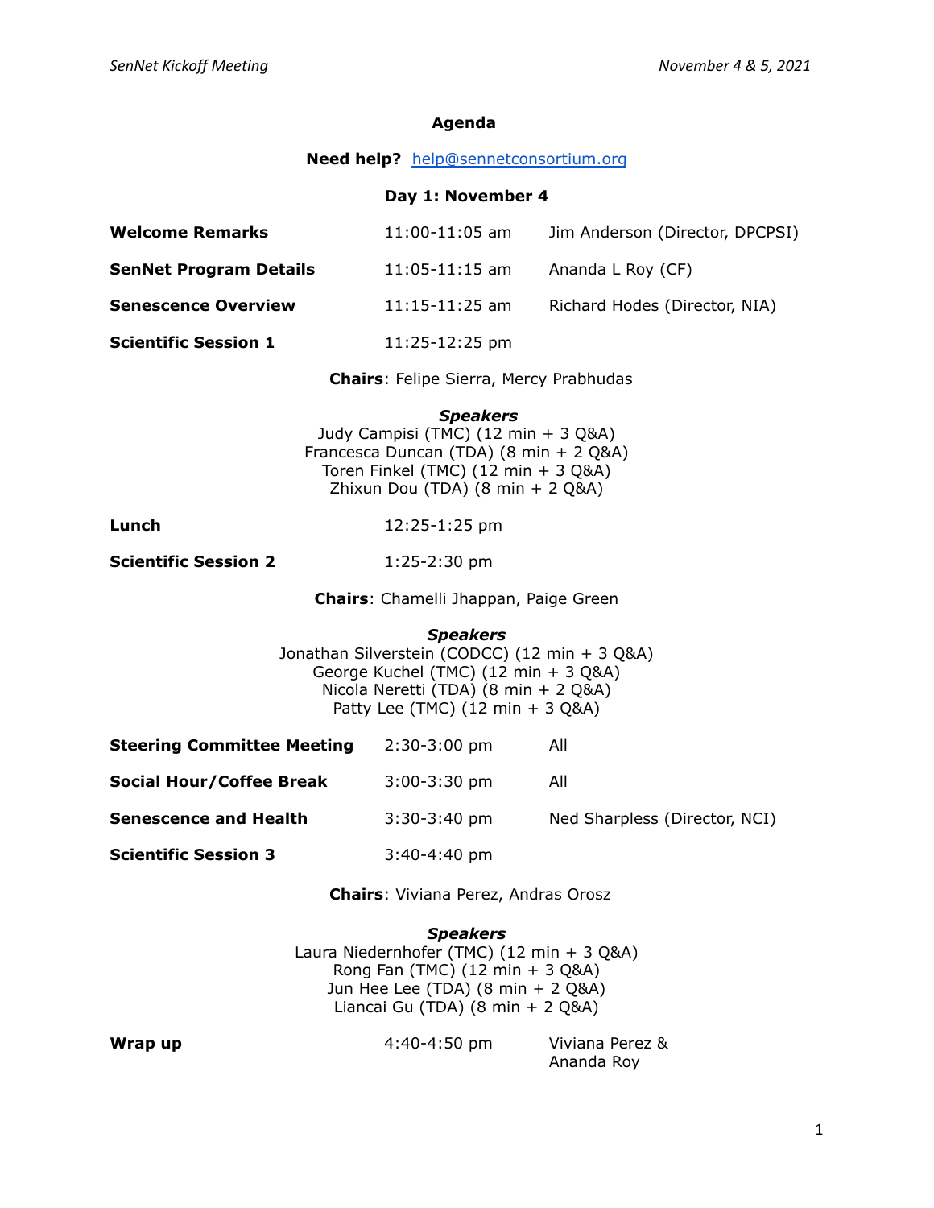# Agenda

**Need help?** help@sennetconsortium.org

## Day 1: November 4

| | | |
|---|---|---|
| **Welcome Remarks** | 11:00-11:05 am | Jim Anderson (Director, DPCPSI) |
| **SenNet Program Details** | 11:05-11:15 am | Ananda L Roy (CF) |
| **Senescence Overview** | 11:15-11:25 am | Richard Hodes (Director, NIA) |
| **Scientific Session 1** | 11:25-12:25 pm | |

**Chairs**: Felipe Sierra, Mercy Prabhudas

***Speakers***

Judy Campisi (TMC) (12 min + 3 Q&A)
Francesca Duncan (TDA) (8 min + 2 Q&A)
Toren Finkel (TMC) (12 min + 3 Q&A)
Zhixun Dou (TDA) (8 min + 2 Q&A)

| | | |
|---|---|---|
| **Lunch** | 12:25-1:25 pm | |
| **Scientific Session 2** | 1:25-2:30 pm | |

**Chairs**: Chamelli Jhappan, Paige Green

***Speakers***

Jonathan Silverstein (CODCC) (12 min + 3 Q&A)
George Kuchel (TMC) (12 min + 3 Q&A)
Nicola Neretti (TDA) (8 min + 2 Q&A)
Patty Lee (TMC) (12 min + 3 Q&A)

| | | |
|---|---|---|
| **Steering Committee Meeting** | 2:30-3:00 pm | All |
| **Social Hour/Coffee Break** | 3:00-3:30 pm | All |
| **Senescence and Health** | 3:30-3:40 pm | Ned Sharpless (Director, NCI) |
| **Scientific Session 3** | 3:40-4:40 pm | |

**Chairs**: Viviana Perez, Andras Orosz

***Speakers***

Laura Niedernhofer (TMC) (12 min + 3 Q&A)
Rong Fan (TMC) (12 min + 3 Q&A)
Jun Hee Lee (TDA) (8 min + 2 Q&A)
Liancai Gu (TDA) (8 min + 2 Q&A)

| | | |
|---|---|---|
| **Wrap up** | 4:40-4:50 pm | Viviana Perez & Ananda Roy |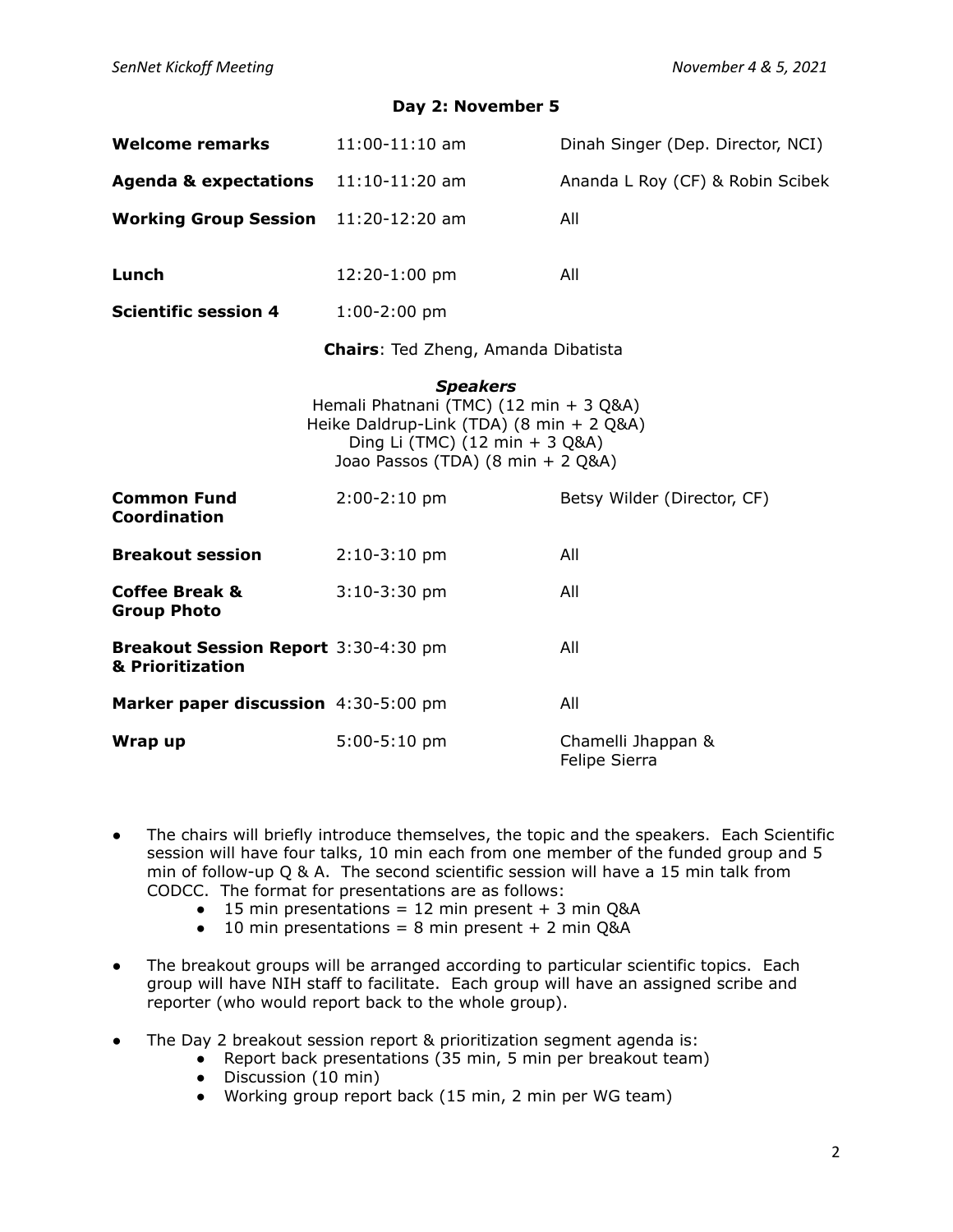## Day 2: November 5

| | | |
|---|---|---|
| **Welcome remarks** | 11:00-11:10 am | Dinah Singer (Dep. Director, NCI) |
| **Agenda & expectations** | 11:10-11:20 am | Ananda L Roy (CF) & Robin Scibek |
| **Working Group Session** | 11:20-12:20 am | All |
| **Lunch** | 12:20-1:00 pm | All |
| **Scientific session 4** | 1:00-2:00 pm | |

**Chairs**: Ted Zheng, Amanda Dibatista

***Speakers***

Hemali Phatnani (TMC) (12 min + 3 Q&A)
Heike Daldrup-Link (TDA) (8 min + 2 Q&A)
Ding Li (TMC) (12 min + 3 Q&A)
Joao Passos (TDA) (8 min + 2 Q&A)

| | | |
|---|---|---|
| **Common Fund Coordination** | 2:00-2:10 pm | Betsy Wilder (Director, CF) |
| **Breakout session** | 2:10-3:10 pm | All |
| **Coffee Break & Group Photo** | 3:10-3:30 pm | All |
| **Breakout Session Report & Prioritization** | 3:30-4:30 pm | All |
| **Marker paper discussion** | 4:30-5:00 pm | All |
| **Wrap up** | 5:00-5:10 pm | Chamelli Jhappan & Felipe Sierra |

- The chairs will briefly introduce themselves, the topic and the speakers. Each Scientific session will have four talks, 10 min each from one member of the funded group and 5 min of follow-up Q & A. The second scientific session will have a 15 min talk from CODCC. The format for presentations are as follows:
    - 15 min presentations = 12 min present + 3 min Q&A
    - 10 min presentations = 8 min present + 2 min Q&A
- The breakout groups will be arranged according to particular scientific topics. Each group will have NIH staff to facilitate. Each group will have an assigned scribe and reporter (who would report back to the whole group).
- The Day 2 breakout session report & prioritization segment agenda is:
    - Report back presentations (35 min, 5 min per breakout team)
    - Discussion (10 min)
    - Working group report back (15 min, 2 min per WG team)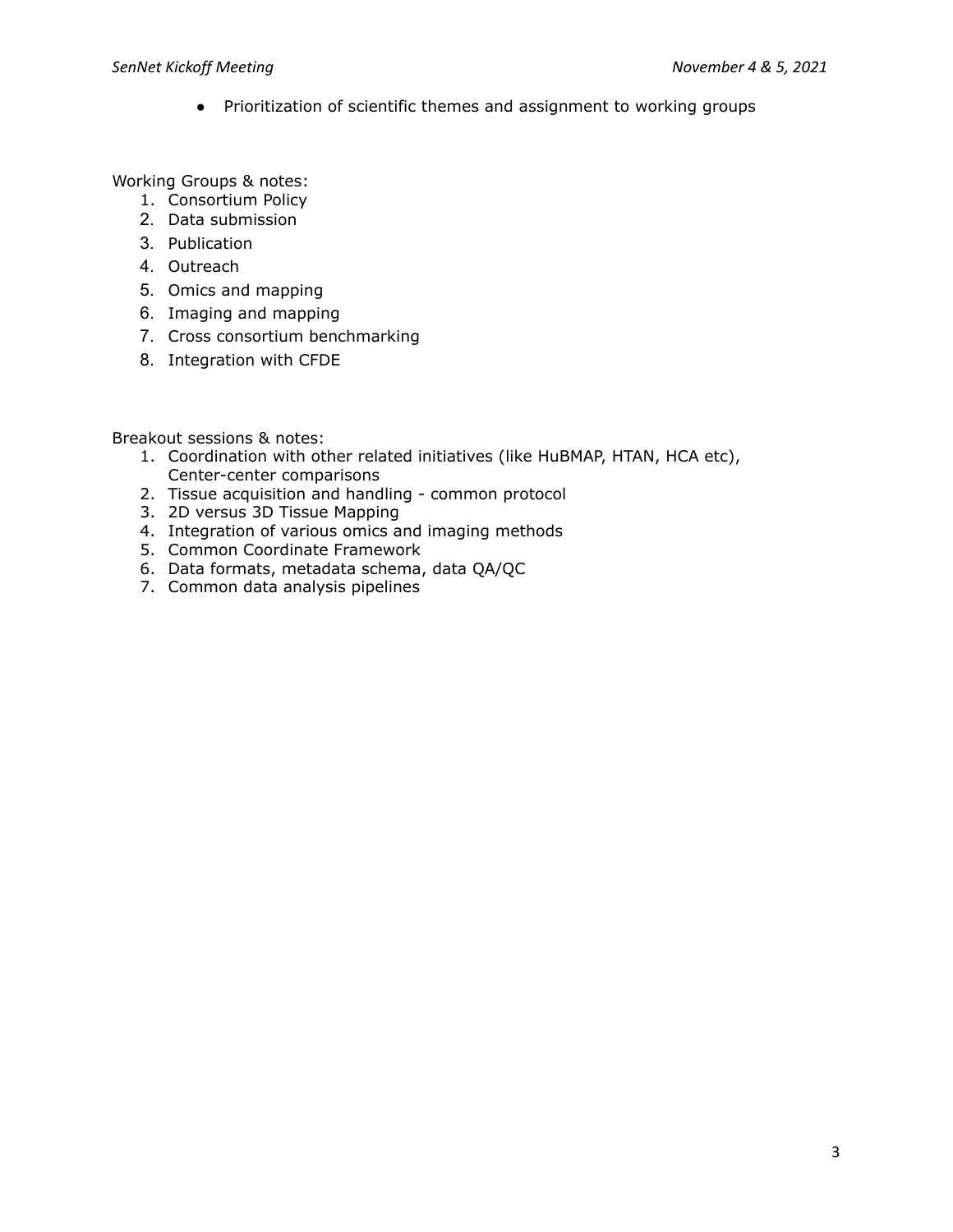- Prioritization of scientific themes and assignment to working groups

Working Groups & notes:

1. Consortium Policy
2. Data submission
3. Publication
4. Outreach
5. Omics and mapping
6. Imaging and mapping
7. Cross consortium benchmarking
8. Integration with CFDE

Breakout sessions & notes:

1. Coordination with other related initiatives (like HuBMAP, HTAN, HCA etc), Center-center comparisons
2. Tissue acquisition and handling - common protocol
3. 2D versus 3D Tissue Mapping
4. Integration of various omics and imaging methods
5. Common Coordinate Framework
6. Data formats, metadata schema, data QA/QC
7. Common data analysis pipelines